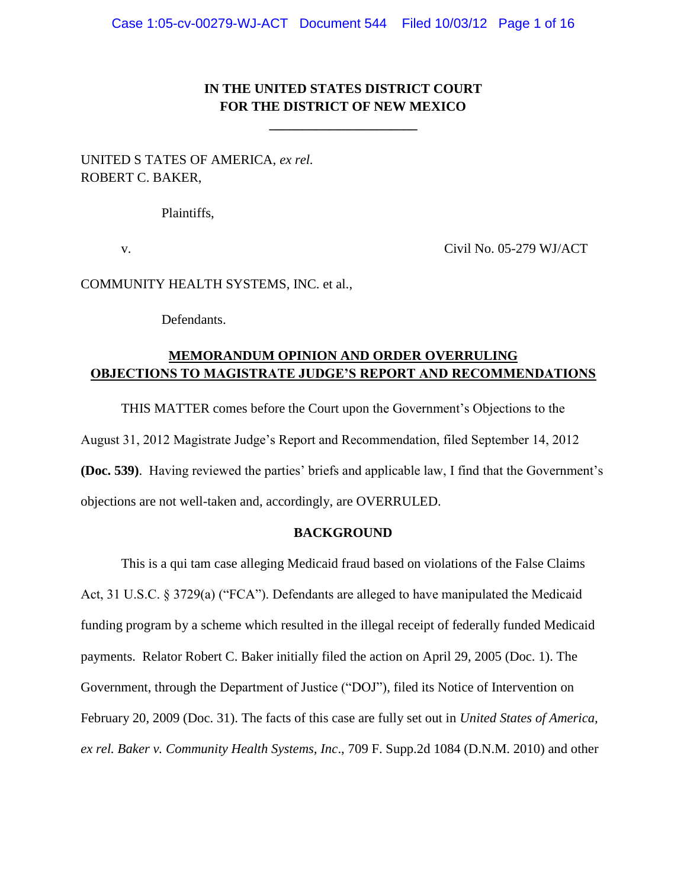**IN THE UNITED STATES DISTRICT COURT**
**FOR THE DISTRICT OF NEW MEXICO**

\_\_\_\_\_\_\_\_\_\_\_\_\_\_\_\_\_\_\_\_\_\_

UNITED S TATES OF AMERICA, *ex rel.*
ROBERT C. BAKER,

Plaintiffs,

v. Civil No. 05-279 WJ/ACT

COMMUNITY HEALTH SYSTEMS, INC. et al.,

Defendants.

**MEMORANDUM OPINION AND ORDER OVERRULING OBJECTIONS TO MAGISTRATE JUDGE'S REPORT AND RECOMMENDATIONS**

THIS MATTER comes before the Court upon the Government's Objections to the August 31, 2012 Magistrate Judge's Report and Recommendation, filed September 14, 2012 **(Doc. 539)**. Having reviewed the parties' briefs and applicable law, I find that the Government's objections are not well-taken and, accordingly, are OVERRULED.

**BACKGROUND**

This is a qui tam case alleging Medicaid fraud based on violations of the False Claims Act, 31 U.S.C. § 3729(a) ("FCA"). Defendants are alleged to have manipulated the Medicaid funding program by a scheme which resulted in the illegal receipt of federally funded Medicaid payments. Relator Robert C. Baker initially filed the action on April 29, 2005 (Doc. 1). The Government, through the Department of Justice ("DOJ"), filed its Notice of Intervention on February 20, 2009 (Doc. 31). The facts of this case are fully set out in *United States of America, ex rel. Baker v. Community Health Systems, Inc*., 709 F. Supp.2d 1084 (D.N.M. 2010) and other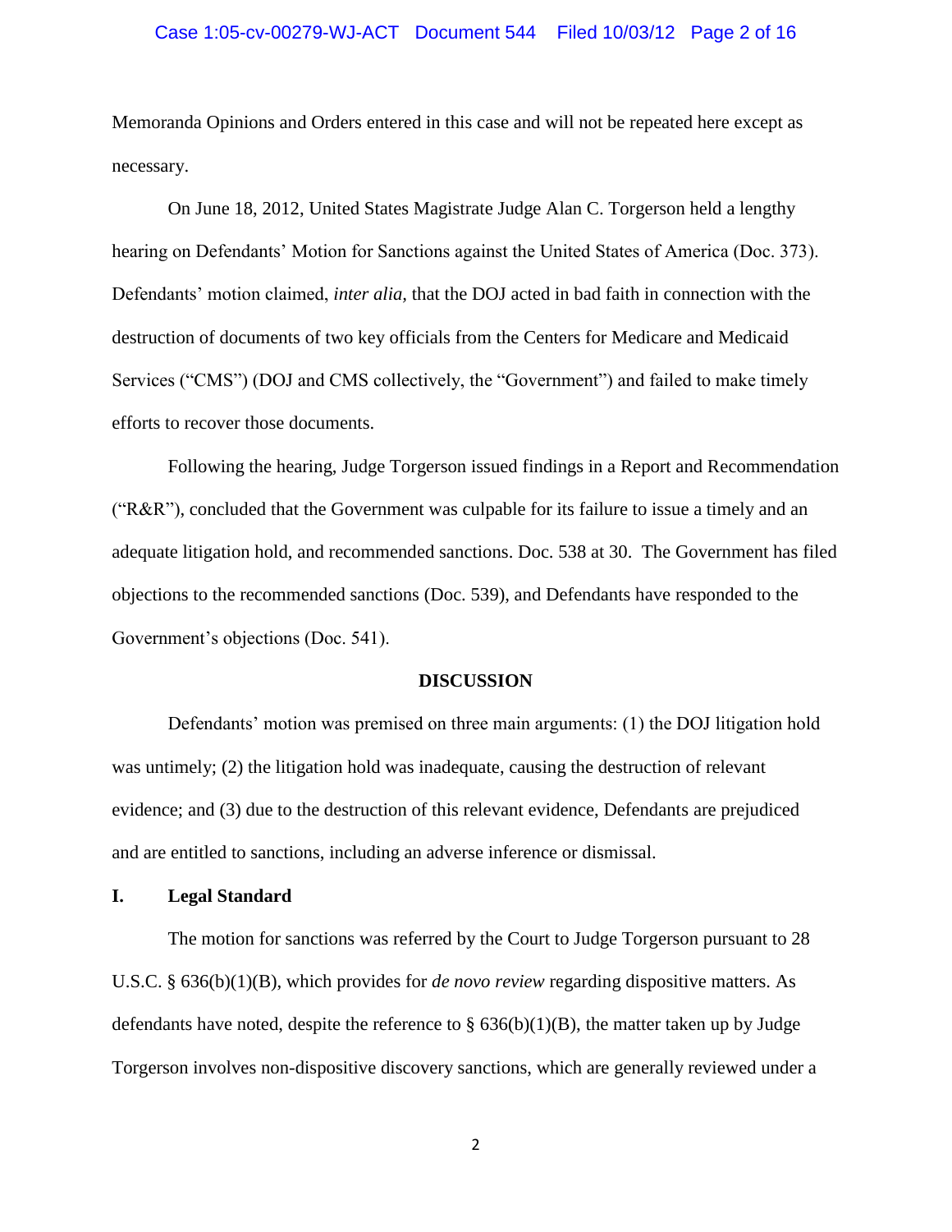Memoranda Opinions and Orders entered in this case and will not be repeated here except as necessary.

On June 18, 2012, United States Magistrate Judge Alan C. Torgerson held a lengthy hearing on Defendants' Motion for Sanctions against the United States of America (Doc. 373). Defendants' motion claimed, *inter alia,* that the DOJ acted in bad faith in connection with the destruction of documents of two key officials from the Centers for Medicare and Medicaid Services ("CMS") (DOJ and CMS collectively, the "Government") and failed to make timely efforts to recover those documents.

Following the hearing, Judge Torgerson issued findings in a Report and Recommendation ("R&R"), concluded that the Government was culpable for its failure to issue a timely and an adequate litigation hold, and recommended sanctions. Doc. 538 at 30. The Government has filed objections to the recommended sanctions (Doc. 539), and Defendants have responded to the Government's objections (Doc. 541).

**DISCUSSION**

Defendants' motion was premised on three main arguments: (1) the DOJ litigation hold was untimely; (2) the litigation hold was inadequate, causing the destruction of relevant evidence; and (3) due to the destruction of this relevant evidence, Defendants are prejudiced and are entitled to sanctions, including an adverse inference or dismissal.

## I. Legal Standard

The motion for sanctions was referred by the Court to Judge Torgerson pursuant to 28 U.S.C. § 636(b)(1)(B), which provides for *de novo review* regarding dispositive matters. As defendants have noted, despite the reference to § 636(b)(1)(B), the matter taken up by Judge Torgerson involves non-dispositive discovery sanctions, which are generally reviewed under a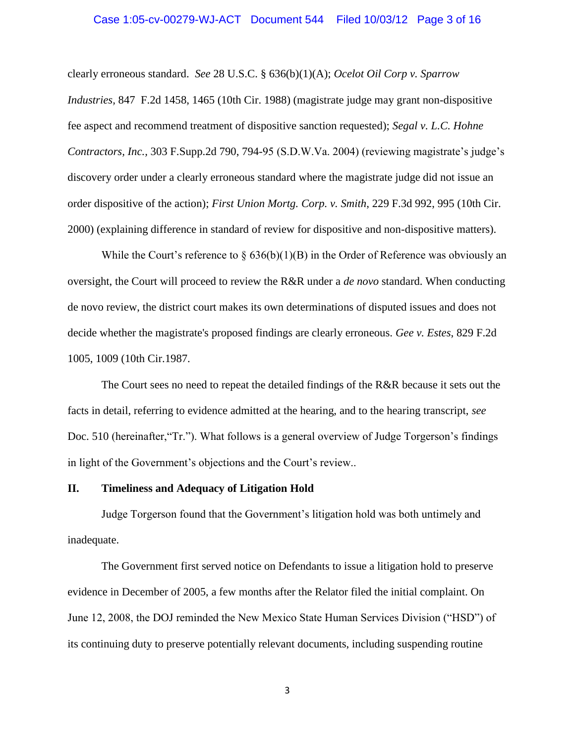clearly erroneous standard. *See* 28 U.S.C. § 636(b)(1)(A); *Ocelot Oil Corp v. Sparrow Industries*, 847 F.2d 1458, 1465 (10th Cir. 1988) (magistrate judge may grant non-dispositive fee aspect and recommend treatment of dispositive sanction requested); *Segal v. L.C. Hohne Contractors, Inc.*, 303 F.Supp.2d 790, 794-95 (S.D.W.Va. 2004) (reviewing magistrate's judge's discovery order under a clearly erroneous standard where the magistrate judge did not issue an order dispositive of the action); *First Union Mortg. Corp. v. Smith*, 229 F.3d 992, 995 (10th Cir. 2000) (explaining difference in standard of review for dispositive and non-dispositive matters).

While the Court's reference to § 636(b)(1)(B) in the Order of Reference was obviously an oversight, the Court will proceed to review the R&R under a *de novo* standard. When conducting de novo review, the district court makes its own determinations of disputed issues and does not decide whether the magistrate's proposed findings are clearly erroneous. *Gee v. Estes*, 829 F.2d 1005, 1009 (10th Cir.1987.

The Court sees no need to repeat the detailed findings of the R&R because it sets out the facts in detail, referring to evidence admitted at the hearing, and to the hearing transcript, *see* Doc. 510 (hereinafter,"Tr."). What follows is a general overview of Judge Torgerson's findings in light of the Government's objections and the Court's review..

## II. Timeliness and Adequacy of Litigation Hold

Judge Torgerson found that the Government's litigation hold was both untimely and inadequate.

The Government first served notice on Defendants to issue a litigation hold to preserve evidence in December of 2005, a few months after the Relator filed the initial complaint. On June 12, 2008, the DOJ reminded the New Mexico State Human Services Division ("HSD") of its continuing duty to preserve potentially relevant documents, including suspending routine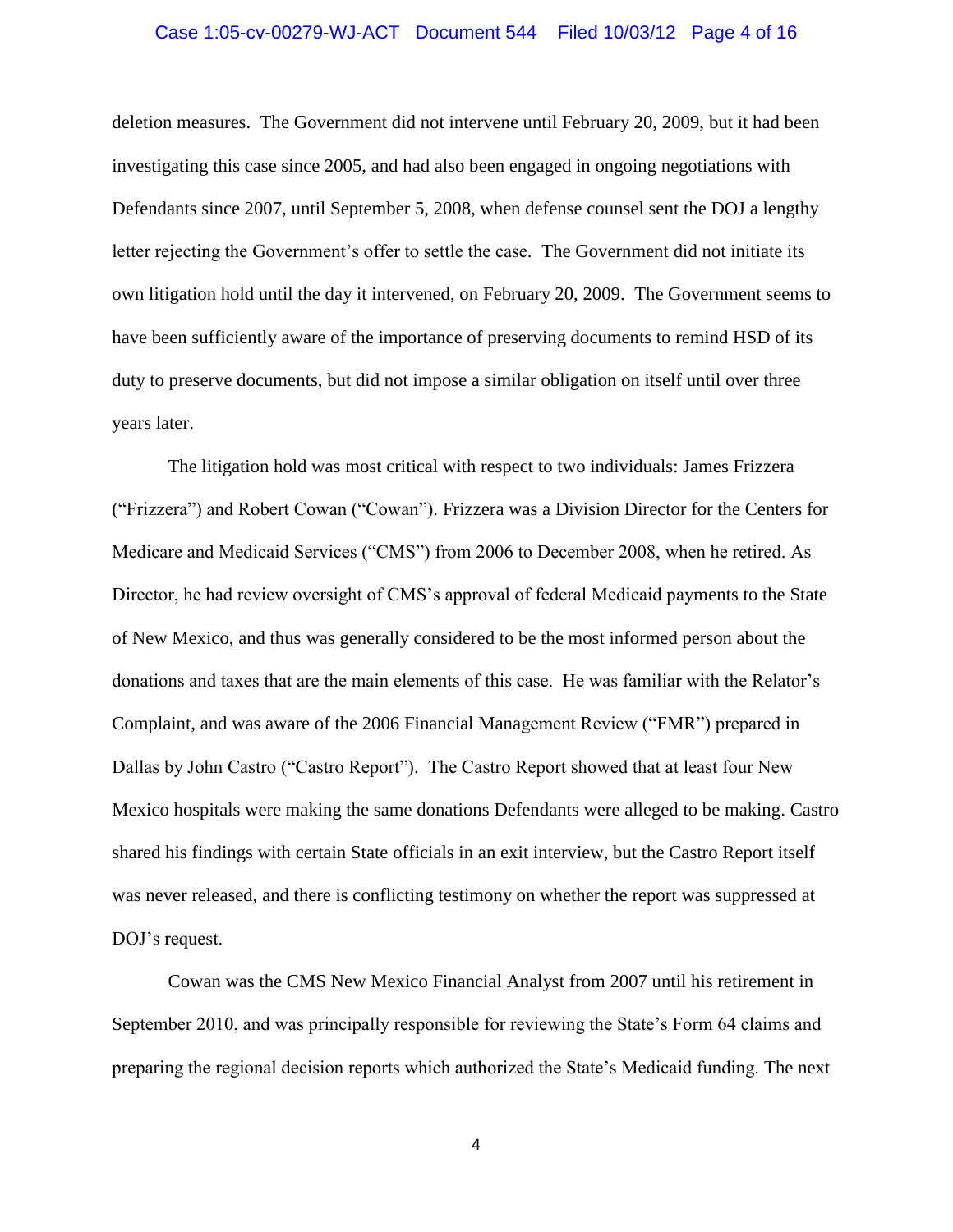deletion measures. The Government did not intervene until February 20, 2009, but it had been investigating this case since 2005, and had also been engaged in ongoing negotiations with Defendants since 2007, until September 5, 2008, when defense counsel sent the DOJ a lengthy letter rejecting the Government's offer to settle the case. The Government did not initiate its own litigation hold until the day it intervened, on February 20, 2009. The Government seems to have been sufficiently aware of the importance of preserving documents to remind HSD of its duty to preserve documents, but did not impose a similar obligation on itself until over three years later.

The litigation hold was most critical with respect to two individuals: James Frizzera ("Frizzera") and Robert Cowan ("Cowan"). Frizzera was a Division Director for the Centers for Medicare and Medicaid Services ("CMS") from 2006 to December 2008, when he retired. As Director, he had review oversight of CMS's approval of federal Medicaid payments to the State of New Mexico, and thus was generally considered to be the most informed person about the donations and taxes that are the main elements of this case. He was familiar with the Relator's Complaint, and was aware of the 2006 Financial Management Review ("FMR") prepared in Dallas by John Castro ("Castro Report"). The Castro Report showed that at least four New Mexico hospitals were making the same donations Defendants were alleged to be making. Castro shared his findings with certain State officials in an exit interview, but the Castro Report itself was never released, and there is conflicting testimony on whether the report was suppressed at DOJ's request.

Cowan was the CMS New Mexico Financial Analyst from 2007 until his retirement in September 2010, and was principally responsible for reviewing the State's Form 64 claims and preparing the regional decision reports which authorized the State's Medicaid funding. The next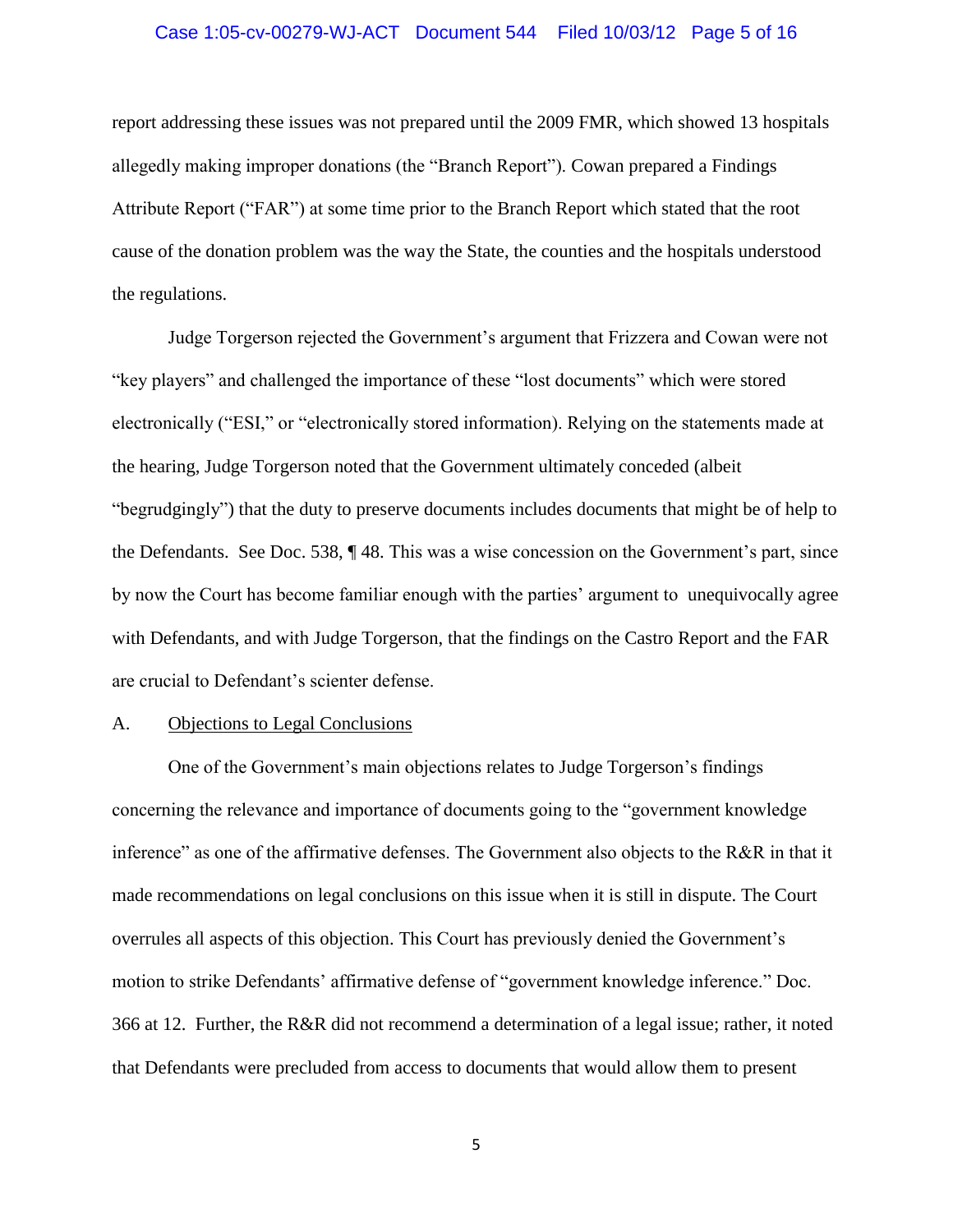report addressing these issues was not prepared until the 2009 FMR, which showed 13 hospitals allegedly making improper donations (the "Branch Report"). Cowan prepared a Findings Attribute Report ("FAR") at some time prior to the Branch Report which stated that the root cause of the donation problem was the way the State, the counties and the hospitals understood the regulations.

Judge Torgerson rejected the Government's argument that Frizzera and Cowan were not "key players" and challenged the importance of these "lost documents" which were stored electronically ("ESI," or "electronically stored information). Relying on the statements made at the hearing, Judge Torgerson noted that the Government ultimately conceded (albeit "begrudgingly") that the duty to preserve documents includes documents that might be of help to the Defendants. See Doc. 538, ¶ 48. This was a wise concession on the Government's part, since by now the Court has become familiar enough with the parties' argument to unequivocally agree with Defendants, and with Judge Torgerson, that the findings on the Castro Report and the FAR are crucial to Defendant's scienter defense.

A. Objections to Legal Conclusions

One of the Government's main objections relates to Judge Torgerson's findings concerning the relevance and importance of documents going to the "government knowledge inference" as one of the affirmative defenses. The Government also objects to the R&R in that it made recommendations on legal conclusions on this issue when it is still in dispute. The Court overrules all aspects of this objection. This Court has previously denied the Government's motion to strike Defendants' affirmative defense of "government knowledge inference." Doc. 366 at 12. Further, the R&R did not recommend a determination of a legal issue; rather, it noted that Defendants were precluded from access to documents that would allow them to present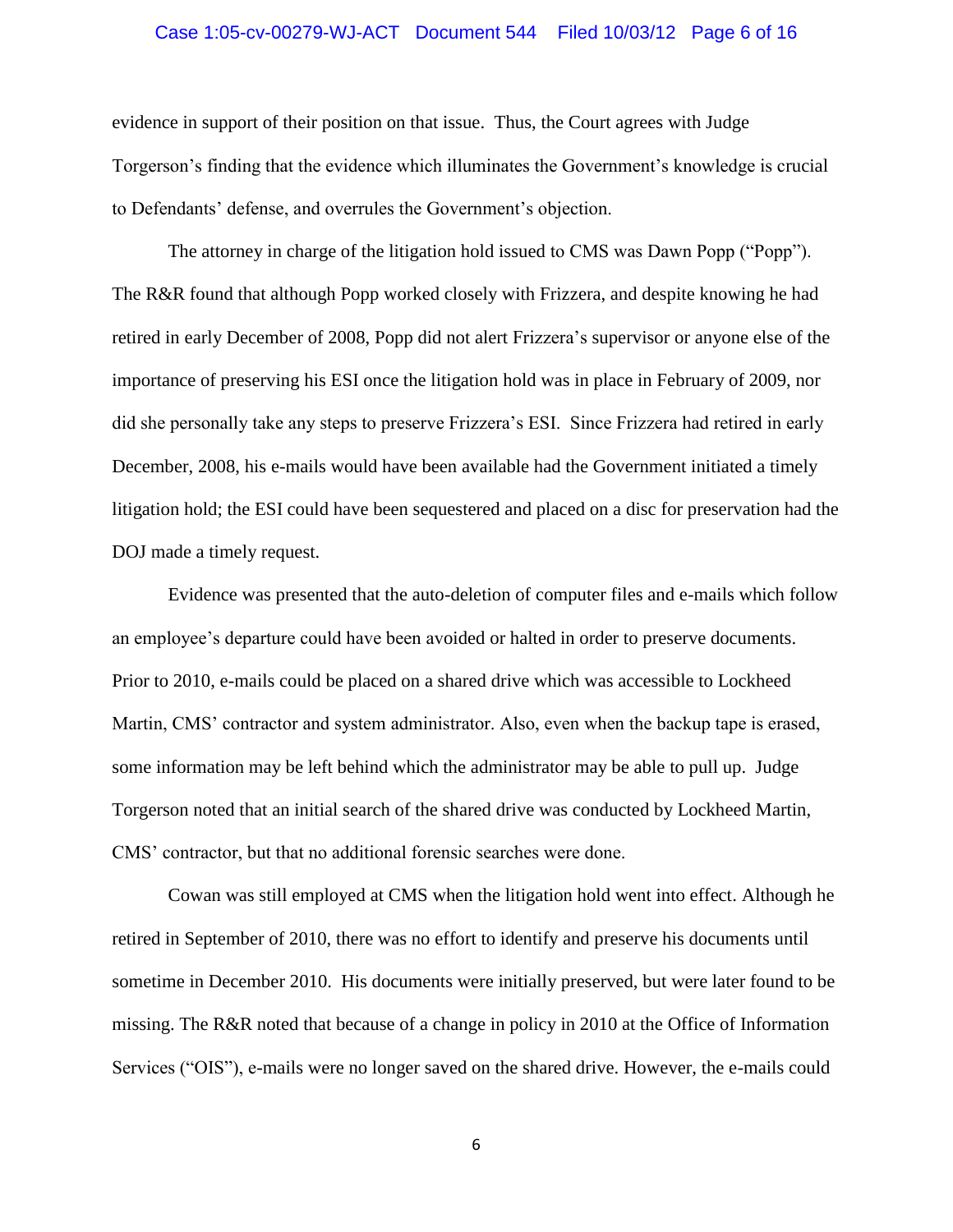evidence in support of their position on that issue. Thus, the Court agrees with Judge Torgerson's finding that the evidence which illuminates the Government's knowledge is crucial to Defendants' defense, and overrules the Government's objection.

The attorney in charge of the litigation hold issued to CMS was Dawn Popp ("Popp"). The R&R found that although Popp worked closely with Frizzera, and despite knowing he had retired in early December of 2008, Popp did not alert Frizzera's supervisor or anyone else of the importance of preserving his ESI once the litigation hold was in place in February of 2009, nor did she personally take any steps to preserve Frizzera's ESI. Since Frizzera had retired in early December, 2008, his e-mails would have been available had the Government initiated a timely litigation hold; the ESI could have been sequestered and placed on a disc for preservation had the DOJ made a timely request.

Evidence was presented that the auto-deletion of computer files and e-mails which follow an employee's departure could have been avoided or halted in order to preserve documents. Prior to 2010, e-mails could be placed on a shared drive which was accessible to Lockheed Martin, CMS' contractor and system administrator. Also, even when the backup tape is erased, some information may be left behind which the administrator may be able to pull up. Judge Torgerson noted that an initial search of the shared drive was conducted by Lockheed Martin, CMS' contractor, but that no additional forensic searches were done.

Cowan was still employed at CMS when the litigation hold went into effect. Although he retired in September of 2010, there was no effort to identify and preserve his documents until sometime in December 2010. His documents were initially preserved, but were later found to be missing. The R&R noted that because of a change in policy in 2010 at the Office of Information Services ("OIS"), e-mails were no longer saved on the shared drive. However, the e-mails could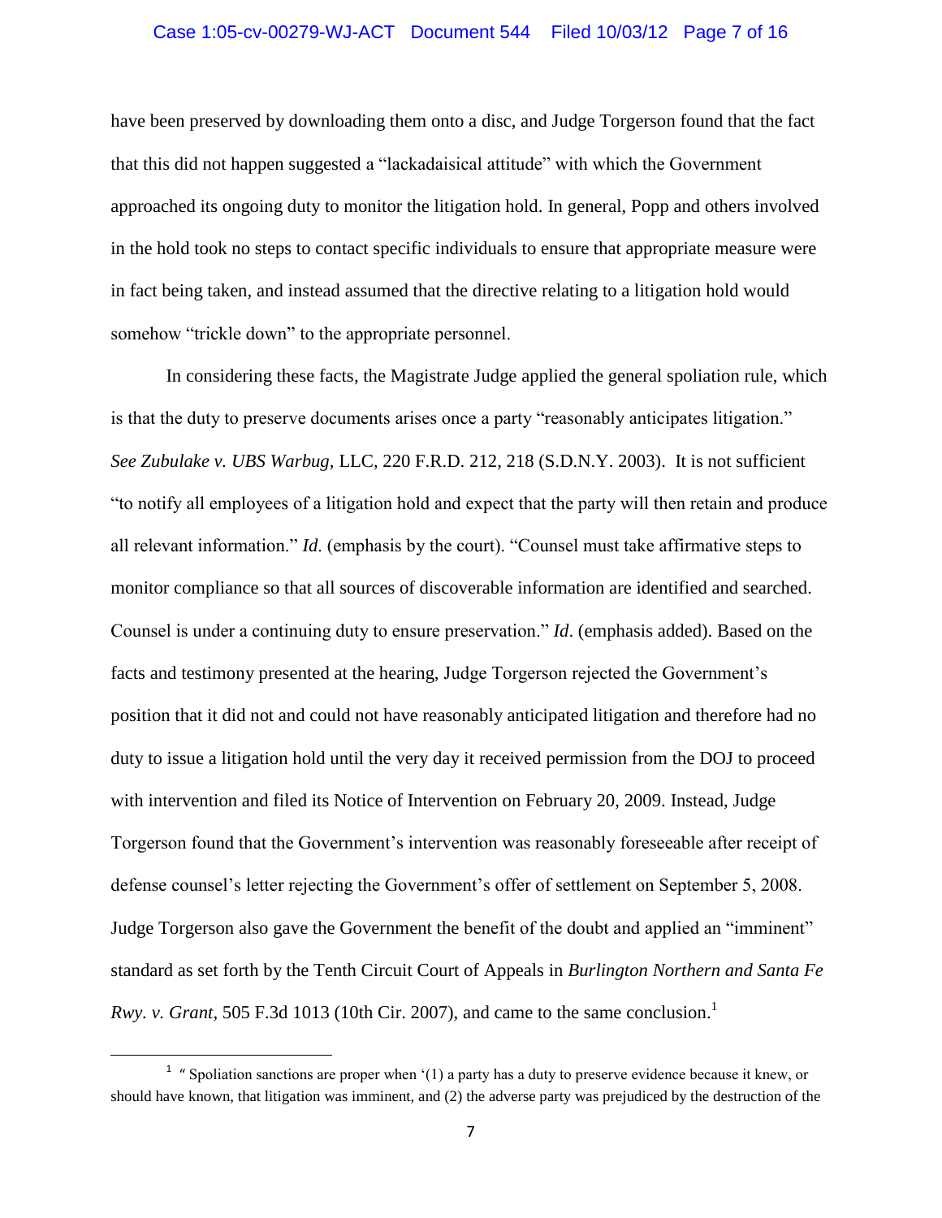have been preserved by downloading them onto a disc, and Judge Torgerson found that the fact that this did not happen suggested a "lackadaisical attitude" with which the Government approached its ongoing duty to monitor the litigation hold. In general, Popp and others involved in the hold took no steps to contact specific individuals to ensure that appropriate measure were in fact being taken, and instead assumed that the directive relating to a litigation hold would somehow "trickle down" to the appropriate personnel.

In considering these facts, the Magistrate Judge applied the general spoliation rule, which is that the duty to preserve documents arises once a party "reasonably anticipates litigation." *See Zubulake v. UBS Warbug,* LLC, 220 F.R.D. 212, 218 (S.D.N.Y. 2003). It is not sufficient "to notify all employees of a litigation hold and expect that the party will then retain and produce all relevant information." *Id*. (emphasis by the court). "Counsel must take affirmative steps to monitor compliance so that all sources of discoverable information are identified and searched. Counsel is under a continuing duty to ensure preservation." *Id*. (emphasis added). Based on the facts and testimony presented at the hearing, Judge Torgerson rejected the Government's position that it did not and could not have reasonably anticipated litigation and therefore had no duty to issue a litigation hold until the very day it received permission from the DOJ to proceed with intervention and filed its Notice of Intervention on February 20, 2009. Instead, Judge Torgerson found that the Government's intervention was reasonably foreseeable after receipt of defense counsel's letter rejecting the Government's offer of settlement on September 5, 2008. Judge Torgerson also gave the Government the benefit of the doubt and applied an "imminent" standard as set forth by the Tenth Circuit Court of Appeals in *Burlington Northern and Santa Fe Rwy. v. Grant*, 505 F.3d 1013 (10th Cir. 2007), and came to the same conclusion.[1]

---

[1] " Spoliation sanctions are proper when '(1) a party has a duty to preserve evidence because it knew, or should have known, that litigation was imminent, and (2) the adverse party was prejudiced by the destruction of the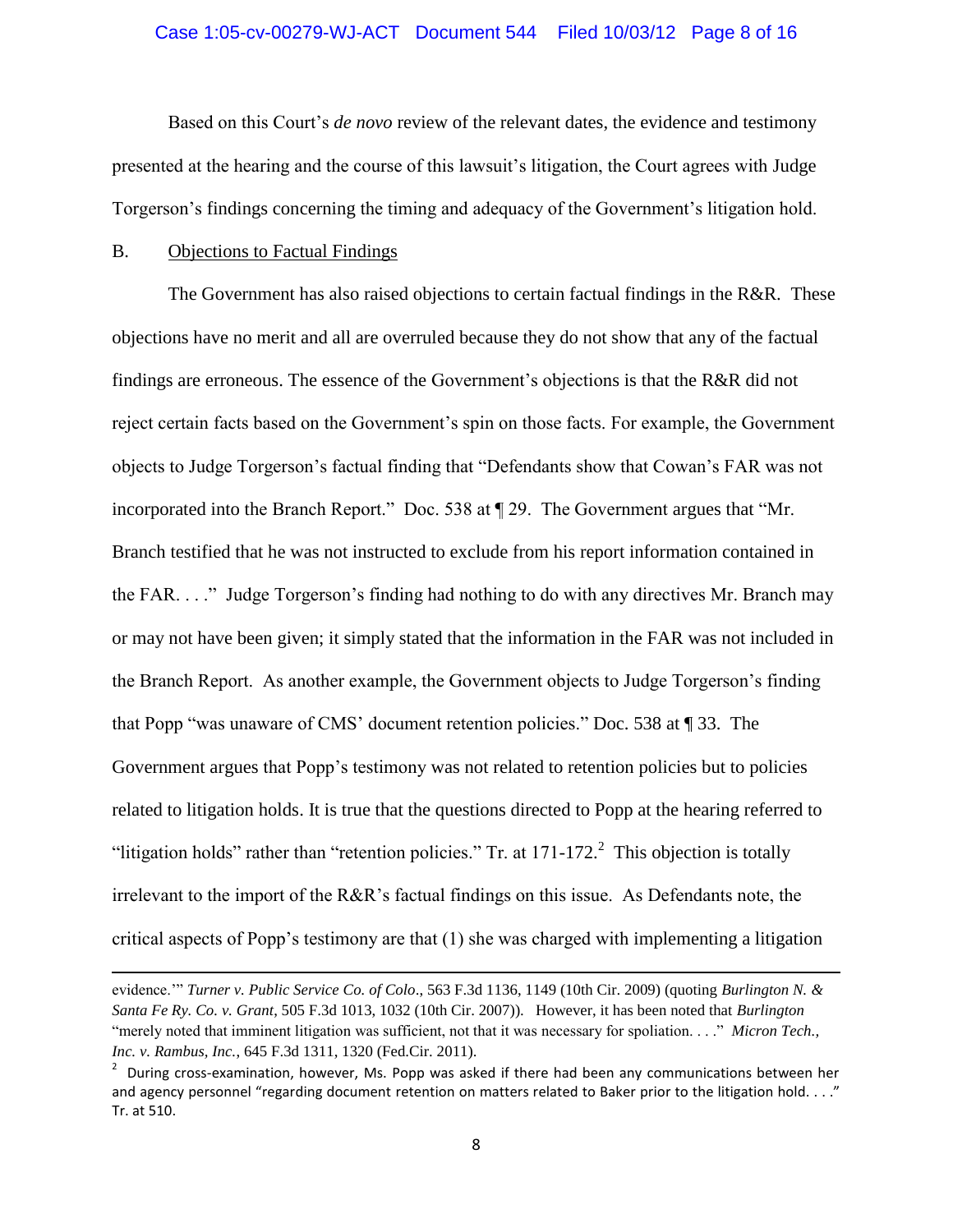Based on this Court's *de novo* review of the relevant dates, the evidence and testimony presented at the hearing and the course of this lawsuit's litigation, the Court agrees with Judge Torgerson's findings concerning the timing and adequacy of the Government's litigation hold.

B. Objections to Factual Findings

The Government has also raised objections to certain factual findings in the R&R. These objections have no merit and all are overruled because they do not show that any of the factual findings are erroneous. The essence of the Government's objections is that the R&R did not reject certain facts based on the Government's spin on those facts. For example, the Government objects to Judge Torgerson's factual finding that "Defendants show that Cowan's FAR was not incorporated into the Branch Report." Doc. 538 at ¶ 29. The Government argues that "Mr. Branch testified that he was not instructed to exclude from his report information contained in the FAR. . . ." Judge Torgerson's finding had nothing to do with any directives Mr. Branch may or may not have been given; it simply stated that the information in the FAR was not included in the Branch Report. As another example, the Government objects to Judge Torgerson's finding that Popp "was unaware of CMS' document retention policies." Doc. 538 at ¶ 33. The Government argues that Popp's testimony was not related to retention policies but to policies related to litigation holds. It is true that the questions directed to Popp at the hearing referred to "litigation holds" rather than "retention policies." Tr. at 171-172.[2] This objection is totally irrelevant to the import of the R&R's factual findings on this issue. As Defendants note, the critical aspects of Popp's testimony are that (1) she was charged with implementing a litigation

---

evidence.'" *Turner v. Public Service Co. of Colo*., 563 F.3d 1136, 1149 (10th Cir. 2009) (quoting *Burlington N. & Santa Fe Ry. Co. v. Grant*, 505 F.3d 1013, 1032 (10th Cir. 2007)). However, it has been noted that *Burlington* "merely noted that imminent litigation was sufficient, not that it was necessary for spoliation. . . ." *Micron Tech., Inc. v. Rambus, Inc.*, 645 F.3d 1311, 1320 (Fed.Cir. 2011).

[2] During cross-examination, however, Ms. Popp was asked if there had been any communications between her and agency personnel "regarding document retention on matters related to Baker prior to the litigation hold. . . ." Tr. at 510.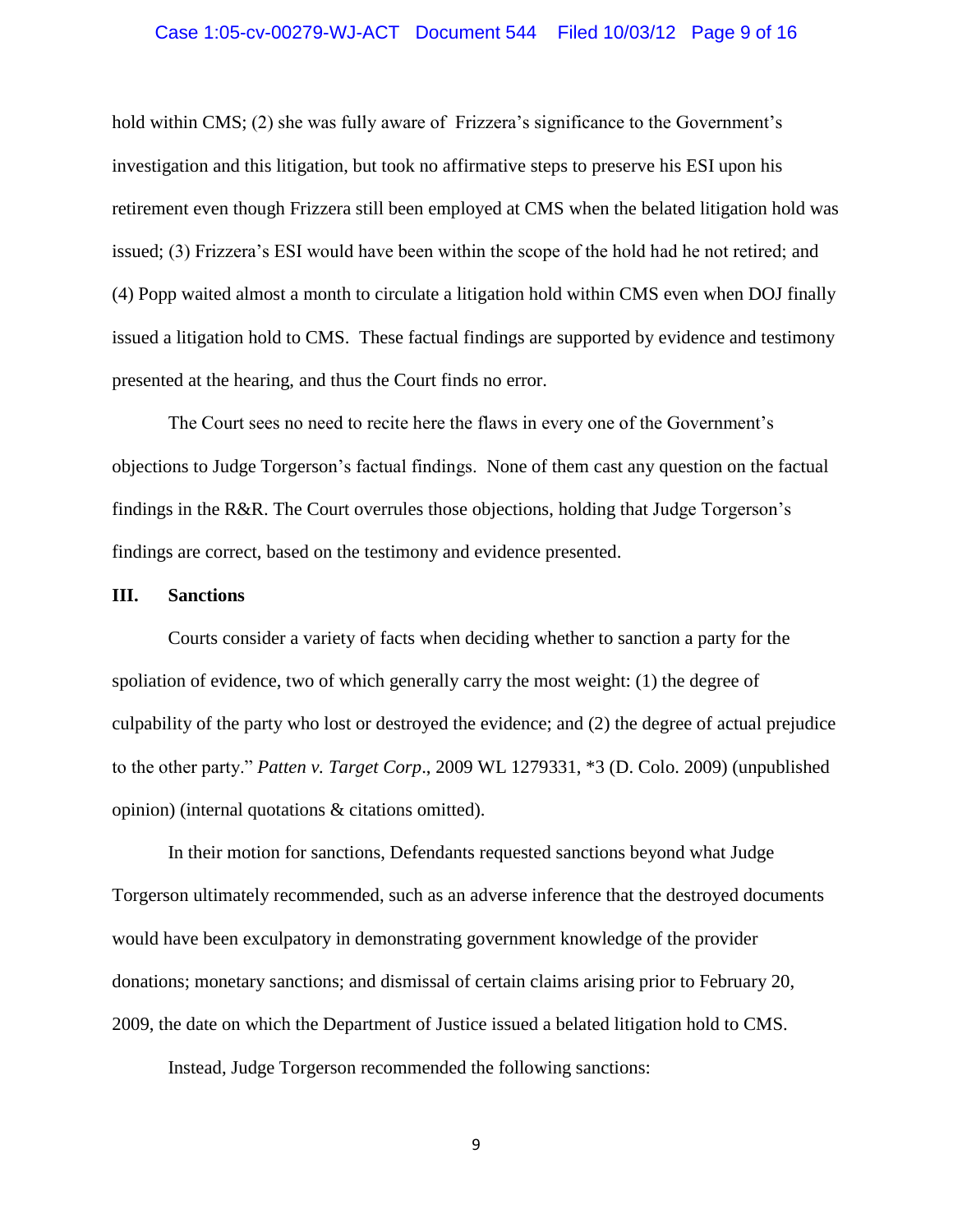hold within CMS; (2) she was fully aware of Frizzera's significance to the Government's investigation and this litigation, but took no affirmative steps to preserve his ESI upon his retirement even though Frizzera still been employed at CMS when the belated litigation hold was issued; (3) Frizzera's ESI would have been within the scope of the hold had he not retired; and (4) Popp waited almost a month to circulate a litigation hold within CMS even when DOJ finally issued a litigation hold to CMS. These factual findings are supported by evidence and testimony presented at the hearing, and thus the Court finds no error.

The Court sees no need to recite here the flaws in every one of the Government's objections to Judge Torgerson's factual findings. None of them cast any question on the factual findings in the R&R. The Court overrules those objections, holding that Judge Torgerson's findings are correct, based on the testimony and evidence presented.

## III. Sanctions

Courts consider a variety of facts when deciding whether to sanction a party for the spoliation of evidence, two of which generally carry the most weight: (1) the degree of culpability of the party who lost or destroyed the evidence; and (2) the degree of actual prejudice to the other party." *Patten v. Target Corp*., 2009 WL 1279331, *3 (D. Colo. 2009) (unpublished opinion) (internal quotations & citations omitted).

In their motion for sanctions, Defendants requested sanctions beyond what Judge Torgerson ultimately recommended, such as an adverse inference that the destroyed documents would have been exculpatory in demonstrating government knowledge of the provider donations; monetary sanctions; and dismissal of certain claims arising prior to February 20, 2009, the date on which the Department of Justice issued a belated litigation hold to CMS.

Instead, Judge Torgerson recommended the following sanctions: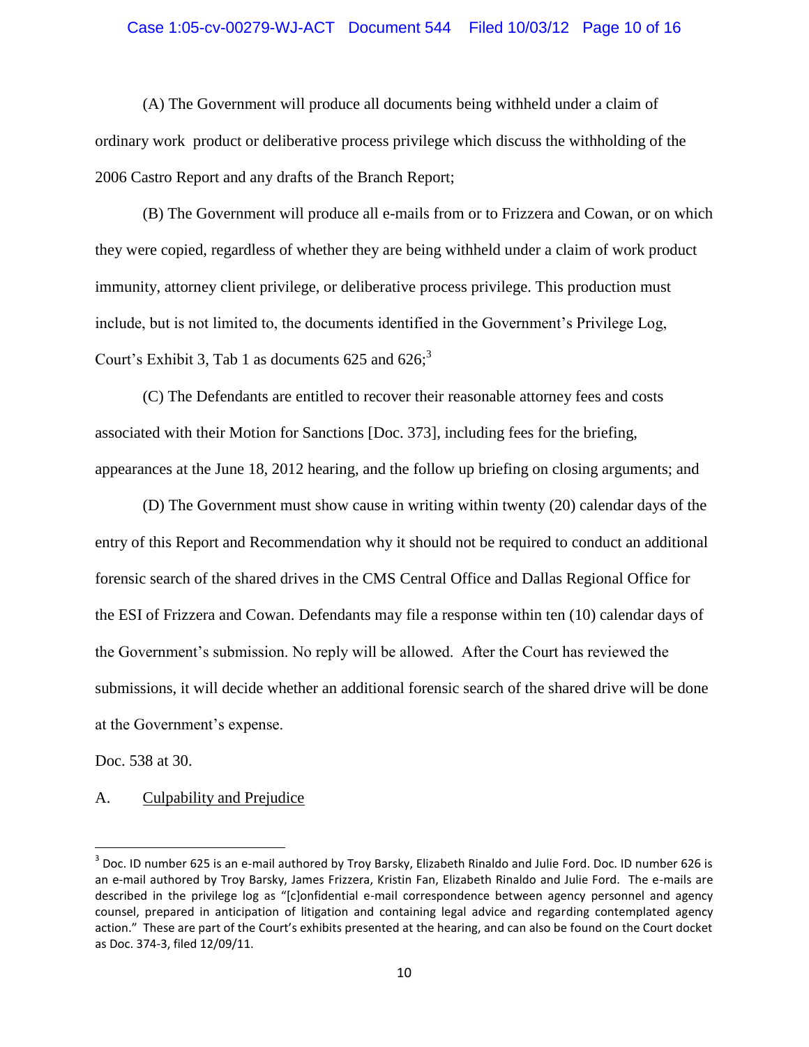(A) The Government will produce all documents being withheld under a claim of ordinary work product or deliberative process privilege which discuss the withholding of the 2006 Castro Report and any drafts of the Branch Report;

(B) The Government will produce all e-mails from or to Frizzera and Cowan, or on which they were copied, regardless of whether they are being withheld under a claim of work product immunity, attorney client privilege, or deliberative process privilege. This production must include, but is not limited to, the documents identified in the Government's Privilege Log, Court's Exhibit 3, Tab 1 as documents 625 and 626;[3]

(C) The Defendants are entitled to recover their reasonable attorney fees and costs associated with their Motion for Sanctions [Doc. 373], including fees for the briefing, appearances at the June 18, 2012 hearing, and the follow up briefing on closing arguments; and

(D) The Government must show cause in writing within twenty (20) calendar days of the entry of this Report and Recommendation why it should not be required to conduct an additional forensic search of the shared drives in the CMS Central Office and Dallas Regional Office for the ESI of Frizzera and Cowan. Defendants may file a response within ten (10) calendar days of the Government's submission. No reply will be allowed. After the Court has reviewed the submissions, it will decide whether an additional forensic search of the shared drive will be done at the Government's expense.

Doc. 538 at 30.

A. Culpability and Prejudice

---

[3] Doc. ID number 625 is an e-mail authored by Troy Barsky, Elizabeth Rinaldo and Julie Ford. Doc. ID number 626 is an e-mail authored by Troy Barsky, James Frizzera, Kristin Fan, Elizabeth Rinaldo and Julie Ford. The e-mails are described in the privilege log as "[c]onfidential e-mail correspondence between agency personnel and agency counsel, prepared in anticipation of litigation and containing legal advice and regarding contemplated agency action." These are part of the Court's exhibits presented at the hearing, and can also be found on the Court docket as Doc. 374-3, filed 12/09/11.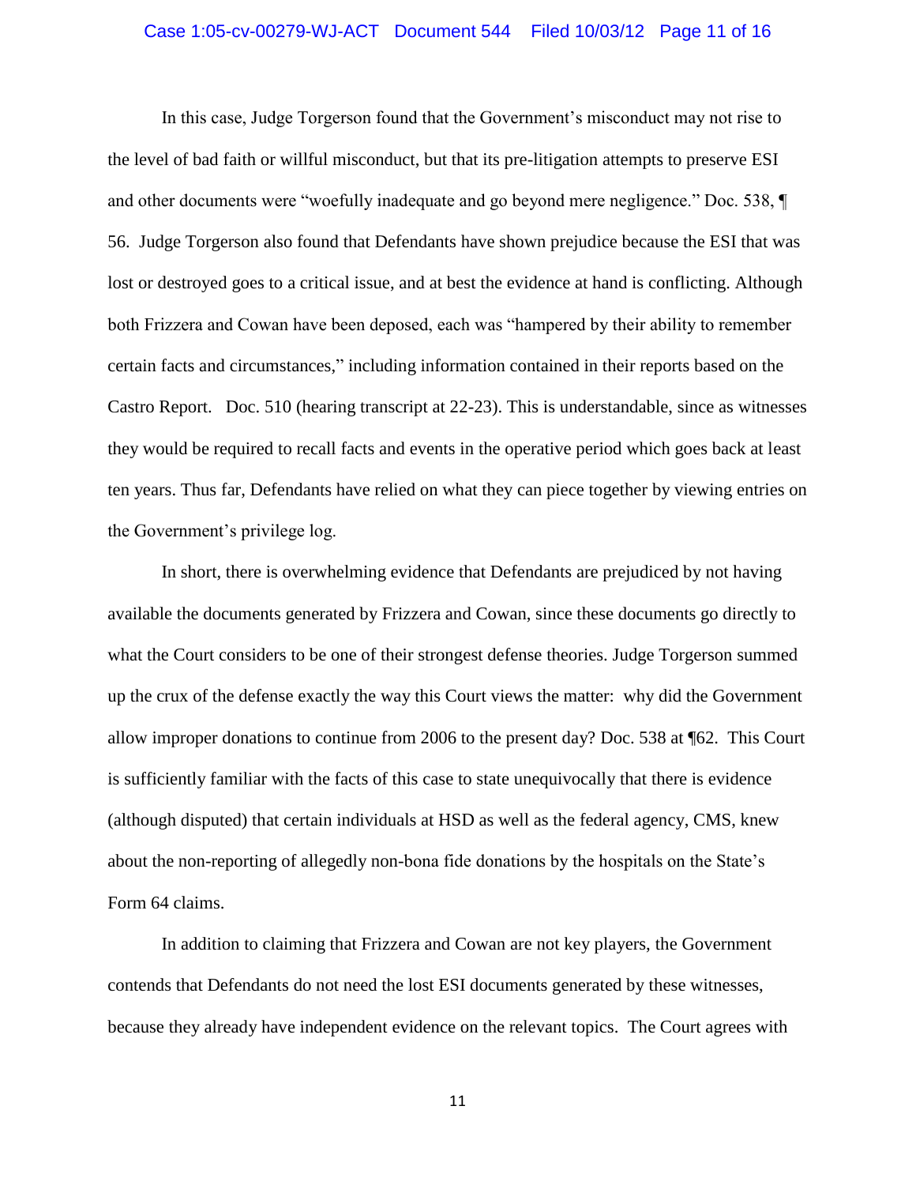In this case, Judge Torgerson found that the Government's misconduct may not rise to the level of bad faith or willful misconduct, but that its pre-litigation attempts to preserve ESI and other documents were "woefully inadequate and go beyond mere negligence." Doc. 538, ¶ 56. Judge Torgerson also found that Defendants have shown prejudice because the ESI that was lost or destroyed goes to a critical issue, and at best the evidence at hand is conflicting. Although both Frizzera and Cowan have been deposed, each was "hampered by their ability to remember certain facts and circumstances," including information contained in their reports based on the Castro Report. Doc. 510 (hearing transcript at 22-23). This is understandable, since as witnesses they would be required to recall facts and events in the operative period which goes back at least ten years. Thus far, Defendants have relied on what they can piece together by viewing entries on the Government's privilege log.

In short, there is overwhelming evidence that Defendants are prejudiced by not having available the documents generated by Frizzera and Cowan, since these documents go directly to what the Court considers to be one of their strongest defense theories. Judge Torgerson summed up the crux of the defense exactly the way this Court views the matter: why did the Government allow improper donations to continue from 2006 to the present day? Doc. 538 at ¶62. This Court is sufficiently familiar with the facts of this case to state unequivocally that there is evidence (although disputed) that certain individuals at HSD as well as the federal agency, CMS, knew about the non-reporting of allegedly non-bona fide donations by the hospitals on the State's Form 64 claims.

In addition to claiming that Frizzera and Cowan are not key players, the Government contends that Defendants do not need the lost ESI documents generated by these witnesses, because they already have independent evidence on the relevant topics. The Court agrees with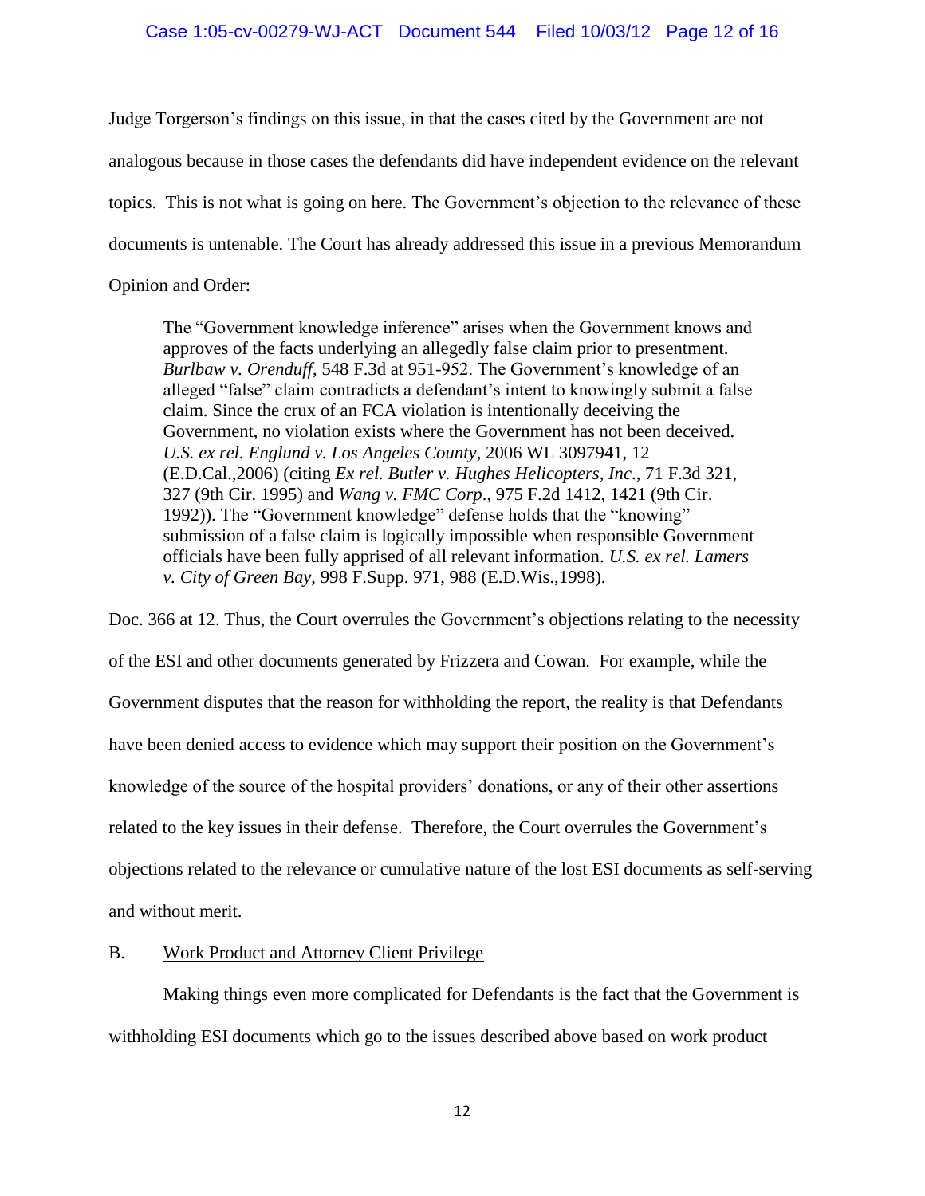Judge Torgerson's findings on this issue, in that the cases cited by the Government are not analogous because in those cases the defendants did have independent evidence on the relevant topics. This is not what is going on here. The Government's objection to the relevance of these documents is untenable. The Court has already addressed this issue in a previous Memorandum Opinion and Order:

> The "Government knowledge inference" arises when the Government knows and approves of the facts underlying an allegedly false claim prior to presentment. *Burlbaw v. Orenduff*, 548 F.3d at 951-952. The Government's knowledge of an alleged "false" claim contradicts a defendant's intent to knowingly submit a false claim. Since the crux of an FCA violation is intentionally deceiving the Government, no violation exists where the Government has not been deceived. *U.S. ex rel. Englund v. Los Angeles County*, 2006 WL 3097941, 12 (E.D.Cal.,2006) (citing *Ex rel. Butler v. Hughes Helicopters, Inc*., 71 F.3d 321, 327 (9th Cir. 1995) and *Wang v. FMC Corp*., 975 F.2d 1412, 1421 (9th Cir. 1992)). The "Government knowledge" defense holds that the "knowing" submission of a false claim is logically impossible when responsible Government officials have been fully apprised of all relevant information. *U.S. ex rel. Lamers v. City of Green Bay*, 998 F.Supp. 971, 988 (E.D.Wis.,1998).

Doc. 366 at 12. Thus, the Court overrules the Government's objections relating to the necessity of the ESI and other documents generated by Frizzera and Cowan. For example, while the Government disputes that the reason for withholding the report, the reality is that Defendants have been denied access to evidence which may support their position on the Government's knowledge of the source of the hospital providers' donations, or any of their other assertions related to the key issues in their defense. Therefore, the Court overrules the Government's objections related to the relevance or cumulative nature of the lost ESI documents as self-serving and without merit.

B. Work Product and Attorney Client Privilege

Making things even more complicated for Defendants is the fact that the Government is withholding ESI documents which go to the issues described above based on work product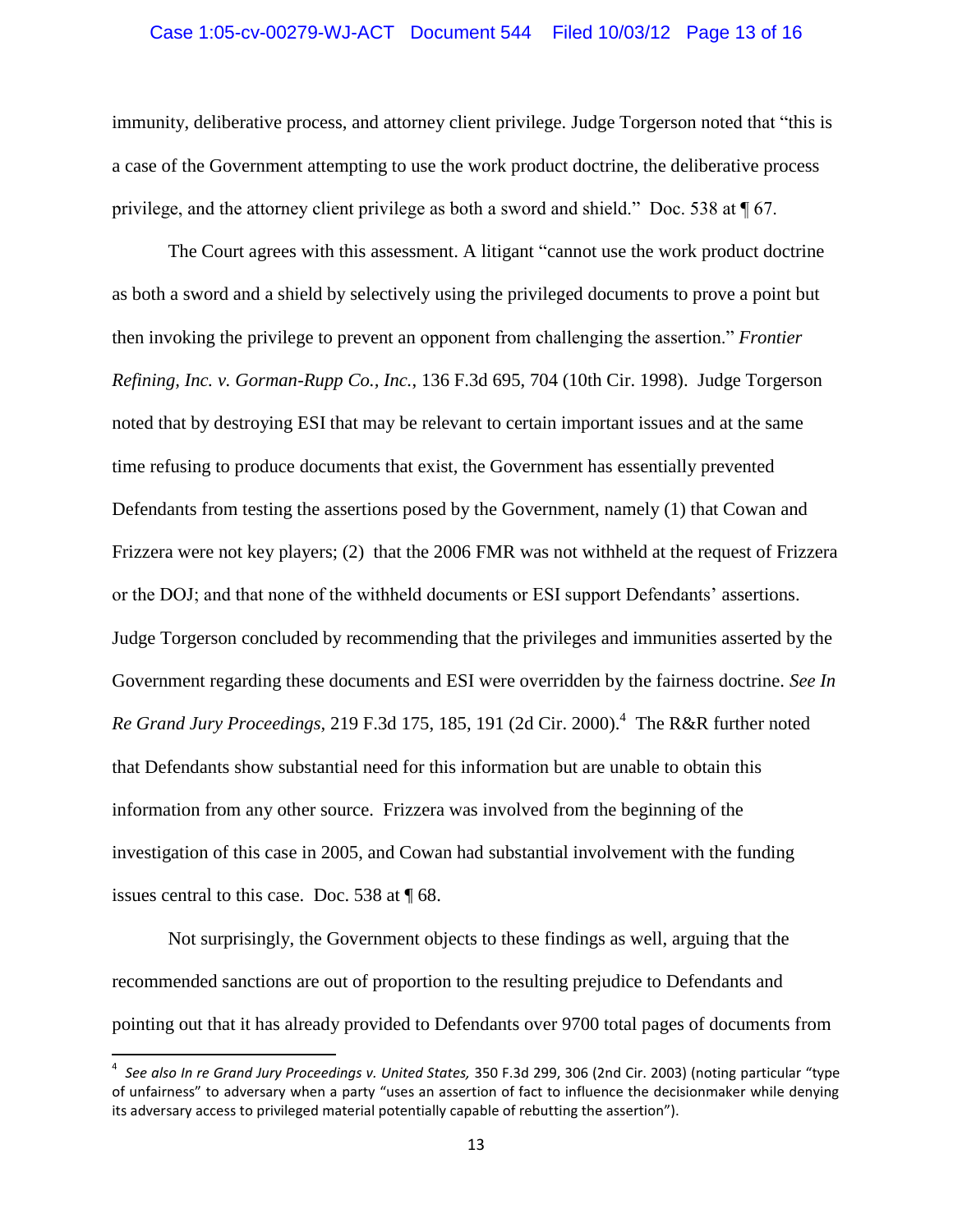immunity, deliberative process, and attorney client privilege. Judge Torgerson noted that "this is a case of the Government attempting to use the work product doctrine, the deliberative process privilege, and the attorney client privilege as both a sword and shield." Doc. 538 at ¶ 67.

The Court agrees with this assessment. A litigant "cannot use the work product doctrine as both a sword and a shield by selectively using the privileged documents to prove a point but then invoking the privilege to prevent an opponent from challenging the assertion." *Frontier Refining, Inc. v. Gorman-Rupp Co., Inc.*, 136 F.3d 695, 704 (10th Cir. 1998). Judge Torgerson noted that by destroying ESI that may be relevant to certain important issues and at the same time refusing to produce documents that exist, the Government has essentially prevented Defendants from testing the assertions posed by the Government, namely (1) that Cowan and Frizzera were not key players; (2) that the 2006 FMR was not withheld at the request of Frizzera or the DOJ; and that none of the withheld documents or ESI support Defendants' assertions. Judge Torgerson concluded by recommending that the privileges and immunities asserted by the Government regarding these documents and ESI were overridden by the fairness doctrine. *See In Re Grand Jury Proceedings*, 219 F.3d 175, 185, 191 (2d Cir. 2000).[4] The R&R further noted that Defendants show substantial need for this information but are unable to obtain this information from any other source. Frizzera was involved from the beginning of the investigation of this case in 2005, and Cowan had substantial involvement with the funding issues central to this case. Doc. 538 at ¶ 68.

Not surprisingly, the Government objects to these findings as well, arguing that the recommended sanctions are out of proportion to the resulting prejudice to Defendants and pointing out that it has already provided to Defendants over 9700 total pages of documents from

---

[4] *See also In re Grand Jury Proceedings v. United States,* 350 F.3d 299, 306 (2nd Cir. 2003) (noting particular "type of unfairness" to adversary when a party "uses an assertion of fact to influence the decisionmaker while denying its adversary access to privileged material potentially capable of rebutting the assertion").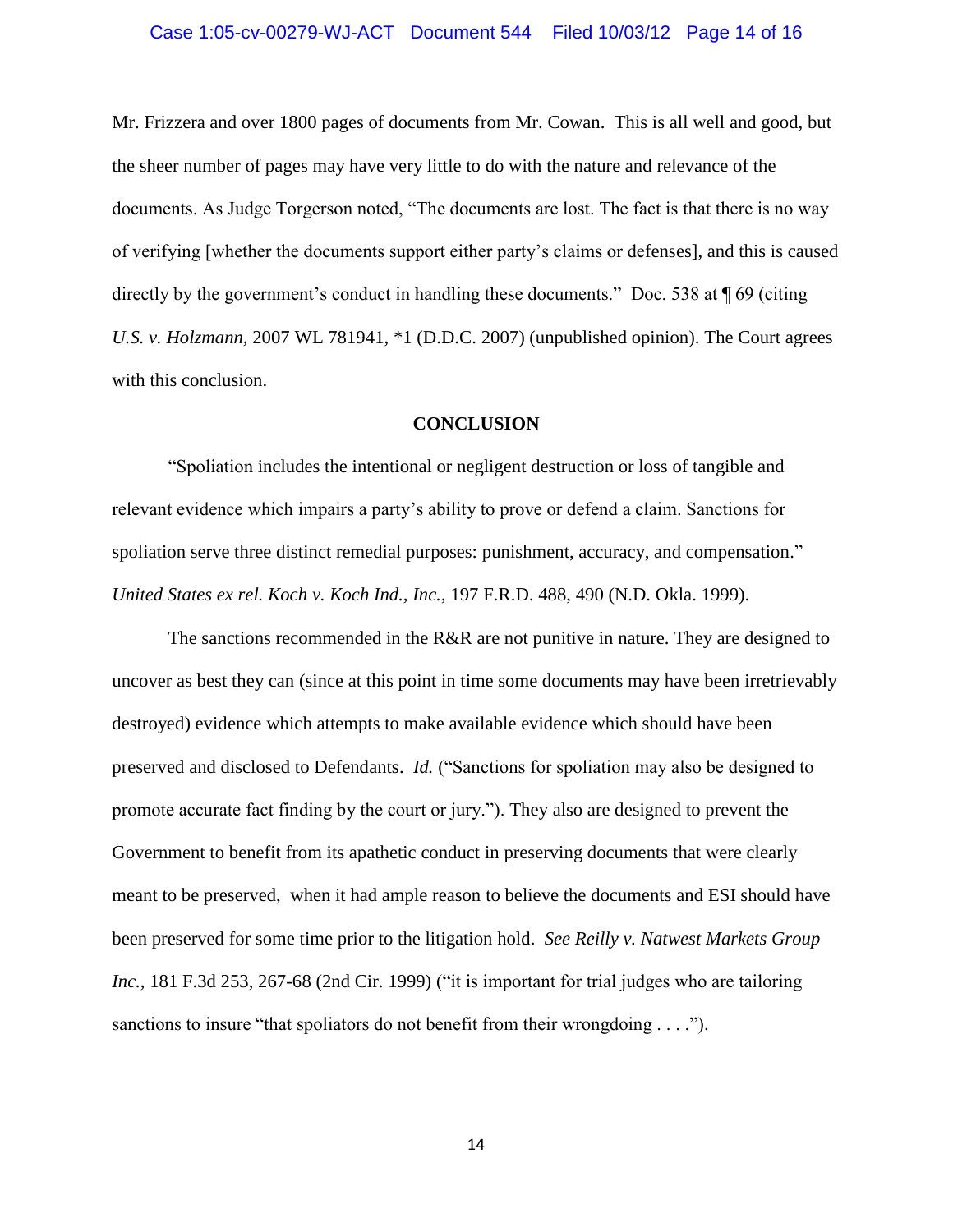Mr. Frizzera and over 1800 pages of documents from Mr. Cowan. This is all well and good, but the sheer number of pages may have very little to do with the nature and relevance of the documents. As Judge Torgerson noted, "The documents are lost. The fact is that there is no way of verifying [whether the documents support either party's claims or defenses], and this is caused directly by the government's conduct in handling these documents." Doc. 538 at ¶ 69 (citing *U.S. v. Holzmann*, 2007 WL 781941, *1 (D.D.C. 2007) (unpublished opinion). The Court agrees with this conclusion.

## CONCLUSION

"Spoliation includes the intentional or negligent destruction or loss of tangible and relevant evidence which impairs a party's ability to prove or defend a claim. Sanctions for spoliation serve three distinct remedial purposes: punishment, accuracy, and compensation." *United States ex rel. Koch v. Koch Ind., Inc.*, 197 F.R.D. 488, 490 (N.D. Okla. 1999).

The sanctions recommended in the R&R are not punitive in nature. They are designed to uncover as best they can (since at this point in time some documents may have been irretrievably destroyed) evidence which attempts to make available evidence which should have been preserved and disclosed to Defendants. *Id.* ("Sanctions for spoliation may also be designed to promote accurate fact finding by the court or jury."). They also are designed to prevent the Government to benefit from its apathetic conduct in preserving documents that were clearly meant to be preserved, when it had ample reason to believe the documents and ESI should have been preserved for some time prior to the litigation hold. *See Reilly v. Natwest Markets Group Inc.*, 181 F.3d 253, 267-68 (2nd Cir. 1999) ("it is important for trial judges who are tailoring sanctions to insure "that spoliators do not benefit from their wrongdoing . . . .").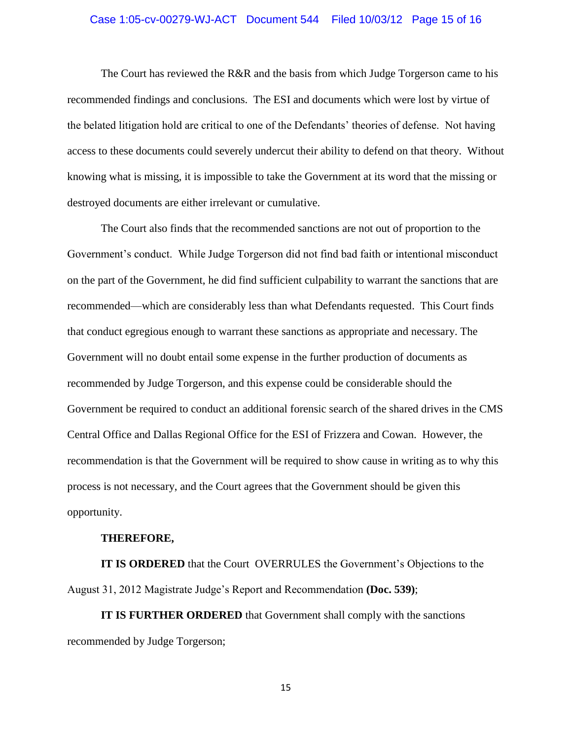The Court has reviewed the R&R and the basis from which Judge Torgerson came to his recommended findings and conclusions. The ESI and documents which were lost by virtue of the belated litigation hold are critical to one of the Defendants' theories of defense. Not having access to these documents could severely undercut their ability to defend on that theory. Without knowing what is missing, it is impossible to take the Government at its word that the missing or destroyed documents are either irrelevant or cumulative.

The Court also finds that the recommended sanctions are not out of proportion to the Government's conduct. While Judge Torgerson did not find bad faith or intentional misconduct on the part of the Government, he did find sufficient culpability to warrant the sanctions that are recommended—which are considerably less than what Defendants requested. This Court finds that conduct egregious enough to warrant these sanctions as appropriate and necessary. The Government will no doubt entail some expense in the further production of documents as recommended by Judge Torgerson, and this expense could be considerable should the Government be required to conduct an additional forensic search of the shared drives in the CMS Central Office and Dallas Regional Office for the ESI of Frizzera and Cowan. However, the recommendation is that the Government will be required to show cause in writing as to why this process is not necessary, and the Court agrees that the Government should be given this opportunity.

**THEREFORE,**

**IT IS ORDERED** that the Court OVERRULES the Government's Objections to the August 31, 2012 Magistrate Judge's Report and Recommendation **(Doc. 539)**;

**IT IS FURTHER ORDERED** that Government shall comply with the sanctions recommended by Judge Torgerson;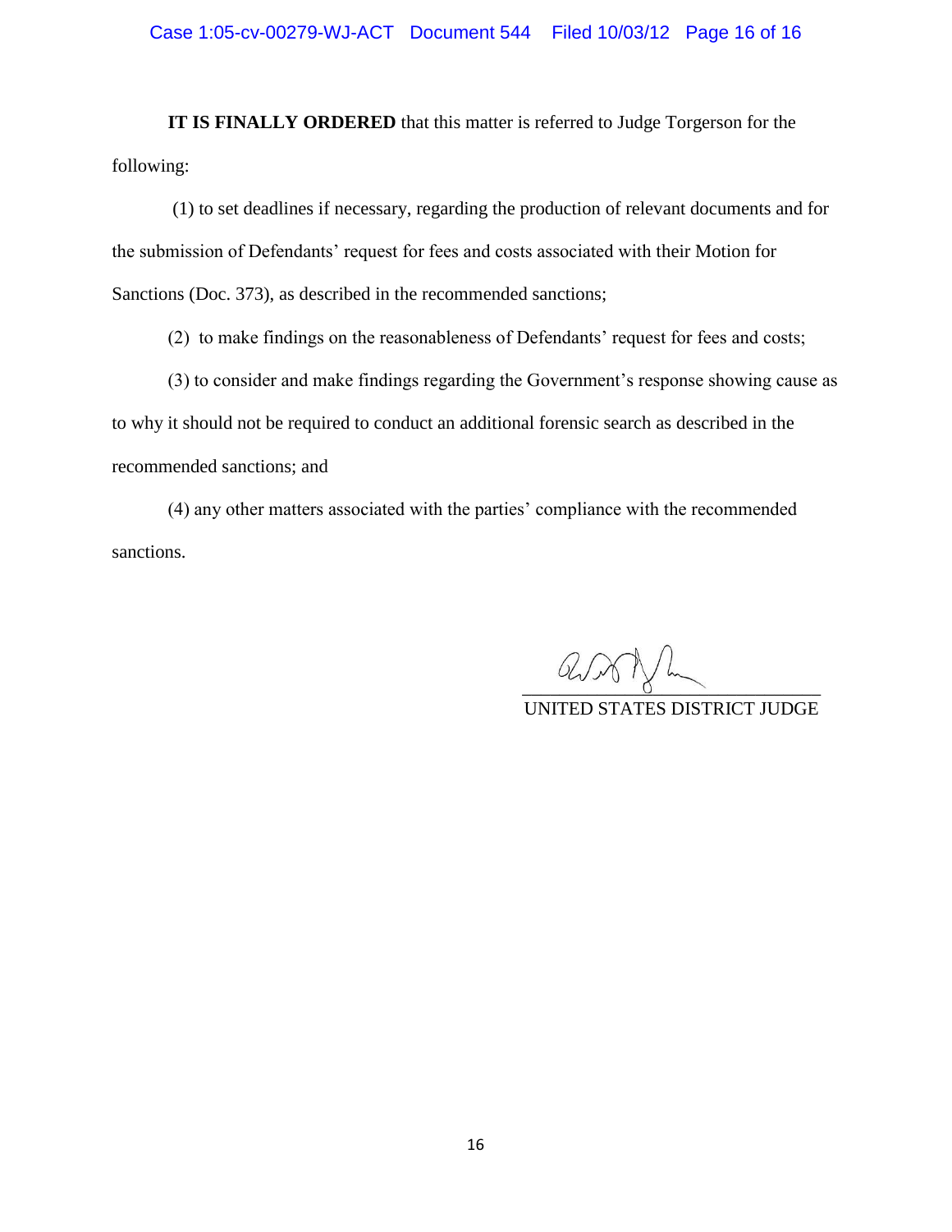**IT IS FINALLY ORDERED** that this matter is referred to Judge Torgerson for the following:

(1) to set deadlines if necessary, regarding the production of relevant documents and for the submission of Defendants' request for fees and costs associated with their Motion for Sanctions (Doc. 373), as described in the recommended sanctions;

(2) to make findings on the reasonableness of Defendants' request for fees and costs;

(3) to consider and make findings regarding the Government's response showing cause as to why it should not be required to conduct an additional forensic search as described in the recommended sanctions; and

(4) any other matters associated with the parties' compliance with the recommended sanctions.

UNITED STATES DISTRICT JUDGE